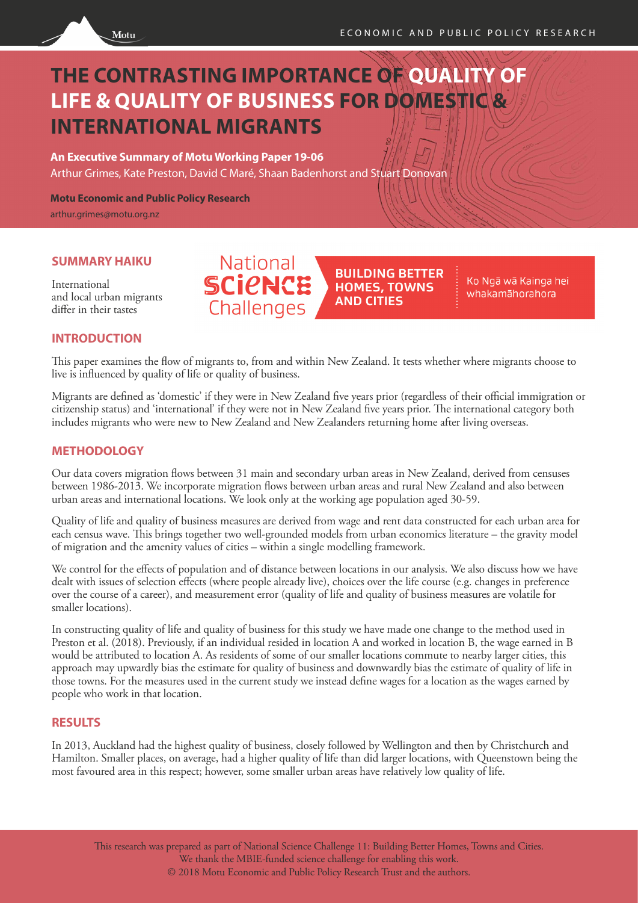# THE CONTRASTING IMPORTANCE OF QUALITY OF LIFE & QUALITY OF BUSINESS FOR DOMESTIC & INTERNATIONAL MIGRANTS

**An Executive Summary of Motu Working Paper 19-06**

Arthur Grimes, Kate Preston, David C Maré, Shaan Badenhorst and Stuart Donovan

**Motu Economic and Public Policy Research**

arthur.grimes@motu.org.nz

National Science Challenges — BUILDING BETTER HOMES, TOWNS AND CITIES — Ko Ngā wā Kainga hei whakamāhorahora

## SUMMARY HAIKU

International
and local urban migrants
differ in their tastes

## INTRODUCTION

This paper examines the flow of migrants to, from and within New Zealand. It tests whether where migrants choose to live is influenced by quality of life or quality of business.

Migrants are defined as 'domestic' if they were in New Zealand five years prior (regardless of their official immigration or citizenship status) and 'international' if they were not in New Zealand five years prior. The international category both includes migrants who were new to New Zealand and New Zealanders returning home after living overseas.

## METHODOLOGY

Our data covers migration flows between 31 main and secondary urban areas in New Zealand, derived from censuses between 1986-2013. We incorporate migration flows between urban areas and rural New Zealand and also between urban areas and international locations. We look only at the working age population aged 30-59.

Quality of life and quality of business measures are derived from wage and rent data constructed for each urban area for each census wave. This brings together two well-grounded models from urban economics literature – the gravity model of migration and the amenity values of cities – within a single modelling framework.

We control for the effects of population and of distance between locations in our analysis. We also discuss how we have dealt with issues of selection effects (where people already live), choices over the life course (e.g. changes in preference over the course of a career), and measurement error (quality of life and quality of business measures are volatile for smaller locations).

In constructing quality of life and quality of business for this study we have made one change to the method used in Preston et al. (2018). Previously, if an individual resided in location A and worked in location B, the wage earned in B would be attributed to location A. As residents of some of our smaller locations commute to nearby larger cities, this approach may upwardly bias the estimate for quality of business and downwardly bias the estimate of quality of life in those towns. For the measures used in the current study we instead define wages for a location as the wages earned by people who work in that location.

## RESULTS

In 2013, Auckland had the highest quality of business, closely followed by Wellington and then by Christchurch and Hamilton. Smaller places, on average, had a higher quality of life than did larger locations, with Queenstown being the most favoured area in this respect; however, some smaller urban areas have relatively low quality of life.

This research was prepared as part of National Science Challenge 11: Building Better Homes, Towns and Cities.
We thank the MBIE-funded science challenge for enabling this work.
© 2018 Motu Economic and Public Policy Research Trust and the authors.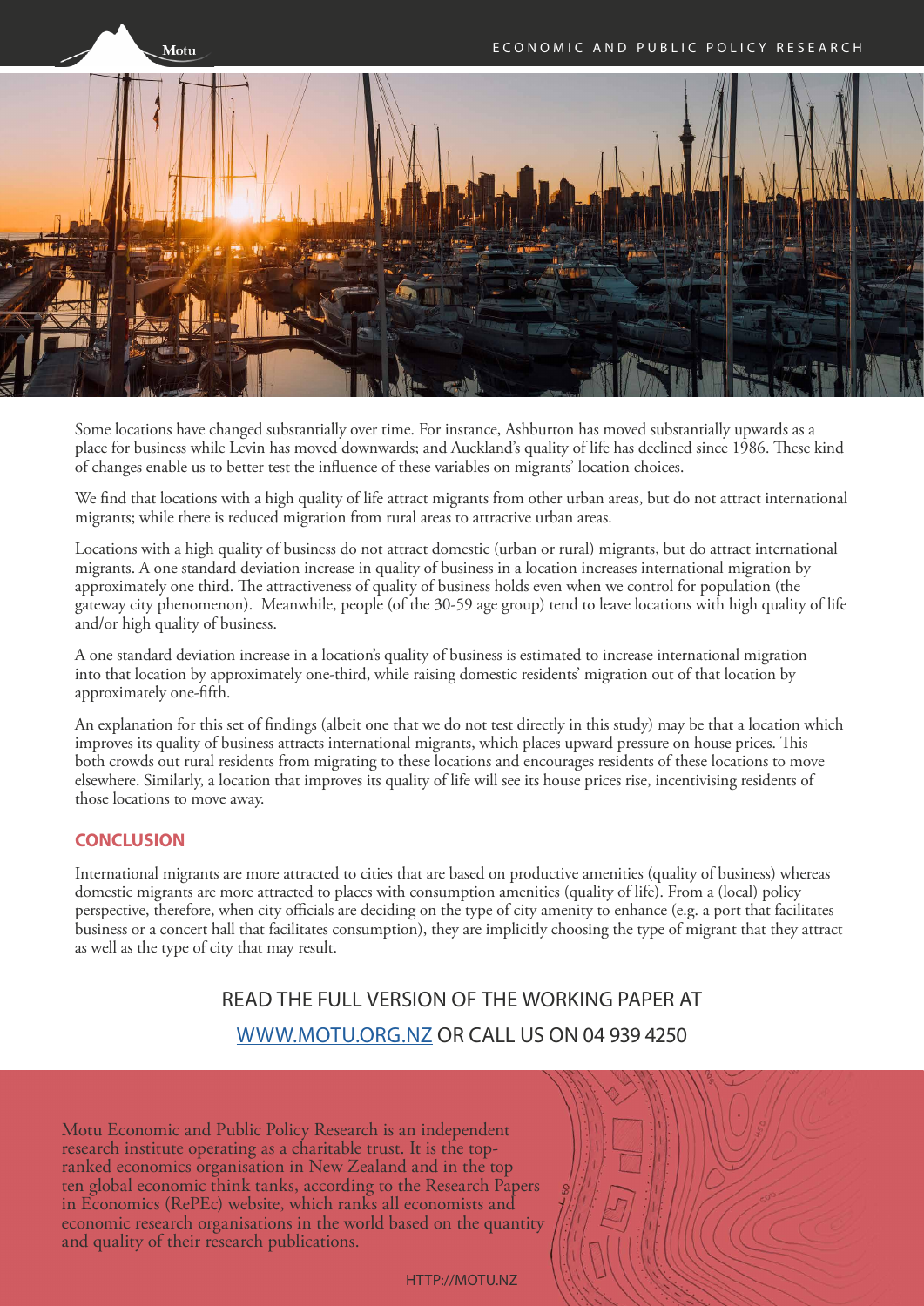Some locations have changed substantially over time. For instance, Ashburton has moved substantially upwards as a place for business while Levin has moved downwards; and Auckland's quality of life has declined since 1986. These kind of changes enable us to better test the influence of these variables on migrants' location choices.

We find that locations with a high quality of life attract migrants from other urban areas, but do not attract international migrants; while there is reduced migration from rural areas to attractive urban areas.

Locations with a high quality of business do not attract domestic (urban or rural) migrants, but do attract international migrants. A one standard deviation increase in quality of business in a location increases international migration by approximately one third. The attractiveness of quality of business holds even when we control for population (the gateway city phenomenon). Meanwhile, people (of the 30-59 age group) tend to leave locations with high quality of life and/or high quality of business.

A one standard deviation increase in a location's quality of business is estimated to increase international migration into that location by approximately one-third, while raising domestic residents' migration out of that location by approximately one-fifth.

An explanation for this set of findings (albeit one that we do not test directly in this study) may be that a location which improves its quality of business attracts international migrants, which places upward pressure on house prices. This both crowds out rural residents from migrating to these locations and encourages residents of these locations to move elsewhere. Similarly, a location that improves its quality of life will see its house prices rise, incentivising residents of those locations to move away.

## CONCLUSION

International migrants are more attracted to cities that are based on productive amenities (quality of business) whereas domestic migrants are more attracted to places with consumption amenities (quality of life). From a (local) policy perspective, therefore, when city officials are deciding on the type of city amenity to enhance (e.g. a port that facilitates business or a concert hall that facilitates consumption), they are implicitly choosing the type of migrant that they attract as well as the type of city that may result.

READ THE FULL VERSION OF THE WORKING PAPER AT

WWW.MOTU.ORG.NZ OR CALL US ON 04 939 4250

Motu Economic and Public Policy Research is an independent research institute operating as a charitable trust. It is the top-ranked economics organisation in New Zealand and in the top ten global economic think tanks, according to the Research Papers in Economics (RePEc) website, which ranks all economists and economic research organisations in the world based on the quantity and quality of their research publications.

HTTP://MOTU.NZ